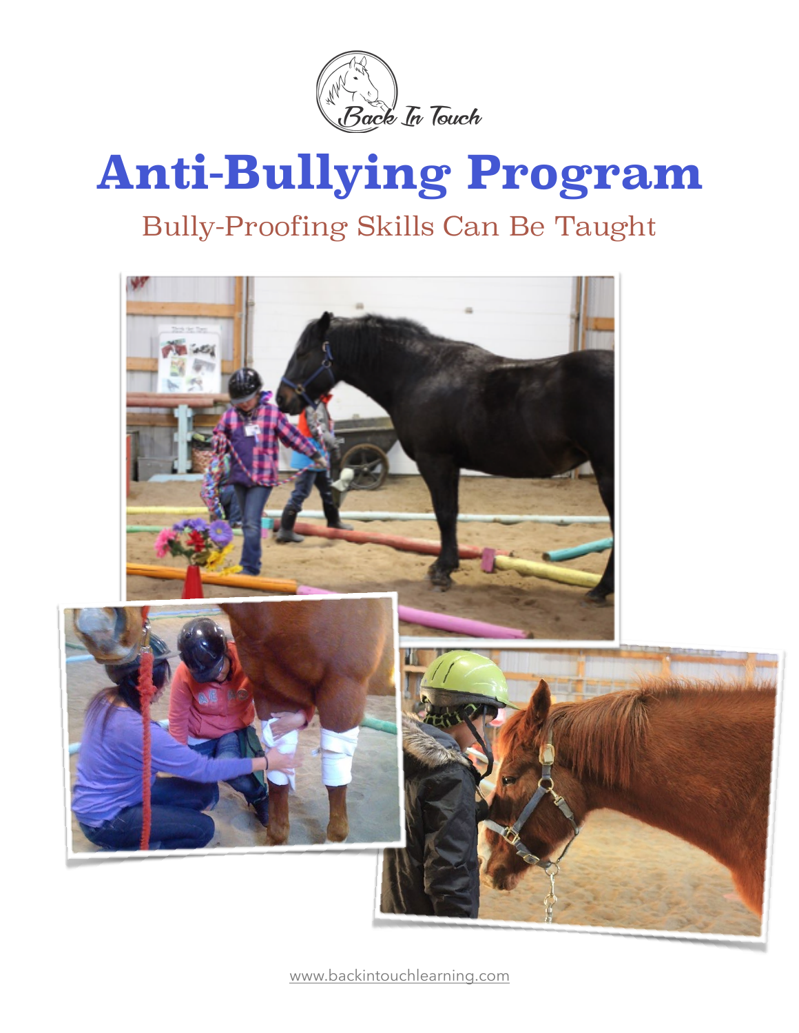Back In Touch

# Anti-Bullying Program

## Bully-Proofing Skills Can Be Taught

www.backintouchlearning.com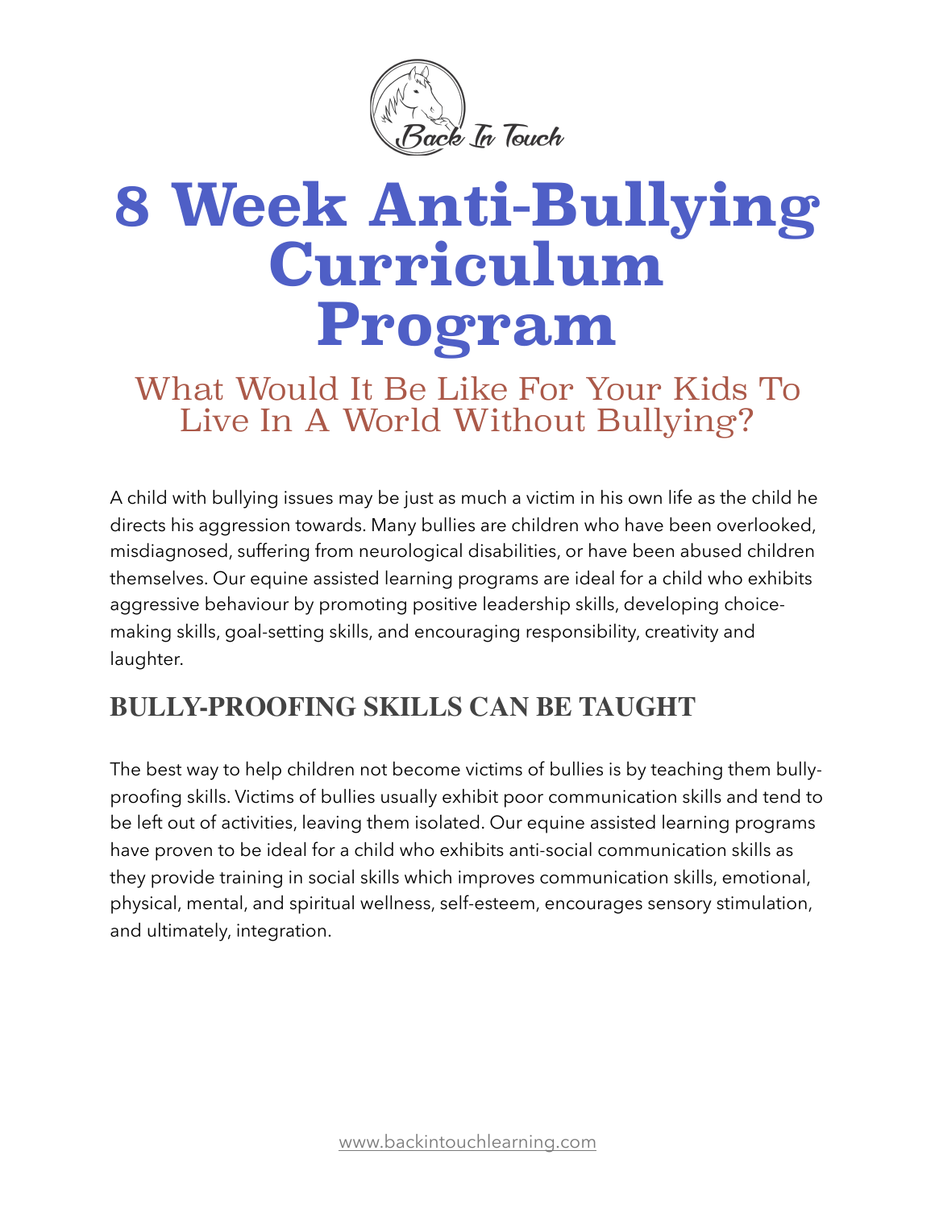# 8 Week Anti-Bullying Curriculum Program

## What Would It Be Like For Your Kids To Live In A World Without Bullying?

A child with bullying issues may be just as much a victim in his own life as the child he directs his aggression towards. Many bullies are children who have been overlooked, misdiagnosed, suffering from neurological disabilities, or have been abused children themselves. Our equine assisted learning programs are ideal for a child who exhibits aggressive behaviour by promoting positive leadership skills, developing choice-making skills, goal-setting skills, and encouraging responsibility, creativity and laughter.

## BULLY-PROOFING SKILLS CAN BE TAUGHT

The best way to help children not become victims of bullies is by teaching them bully-proofing skills. Victims of bullies usually exhibit poor communication skills and tend to be left out of activities, leaving them isolated. Our equine assisted learning programs have proven to be ideal for a child who exhibits anti-social communication skills as they provide training in social skills which improves communication skills, emotional, physical, mental, and spiritual wellness, self-esteem, encourages sensory stimulation, and ultimately, integration.

www.backintouchlearning.com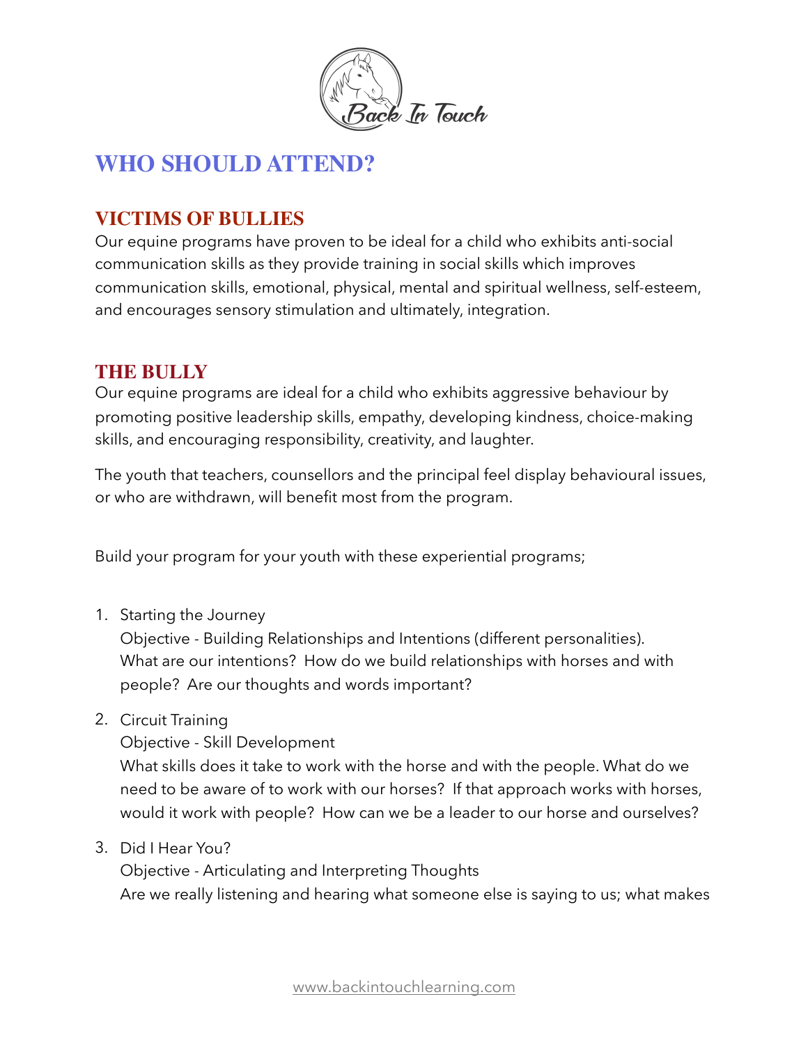Back In Touch

# WHO SHOULD ATTEND?

## VICTIMS OF BULLIES

Our equine programs have proven to be ideal for a child who exhibits anti-social communication skills as they provide training in social skills which improves communication skills, emotional, physical, mental and spiritual wellness, self-esteem, and encourages sensory stimulation and ultimately, integration.

## THE BULLY

Our equine programs are ideal for a child who exhibits aggressive behaviour by promoting positive leadership skills, empathy, developing kindness, choice-making skills, and encouraging responsibility, creativity, and laughter.

The youth that teachers, counsellors and the principal feel display behavioural issues, or who are withdrawn, will benefit most from the program.

Build your program for your youth with these experiential programs;

1. Starting the Journey
   Objective - Building Relationships and Intentions (different personalities). What are our intentions? How do we build relationships with horses and with people? Are our thoughts and words important?
2. Circuit Training
   Objective - Skill Development
   What skills does it take to work with the horse and with the people. What do we need to be aware of to work with our horses? If that approach works with horses, would it work with people? How can we be a leader to our horse and ourselves?
3. Did I Hear You?
   Objective - Articulating and Interpreting Thoughts
   Are we really listening and hearing what someone else is saying to us; what makes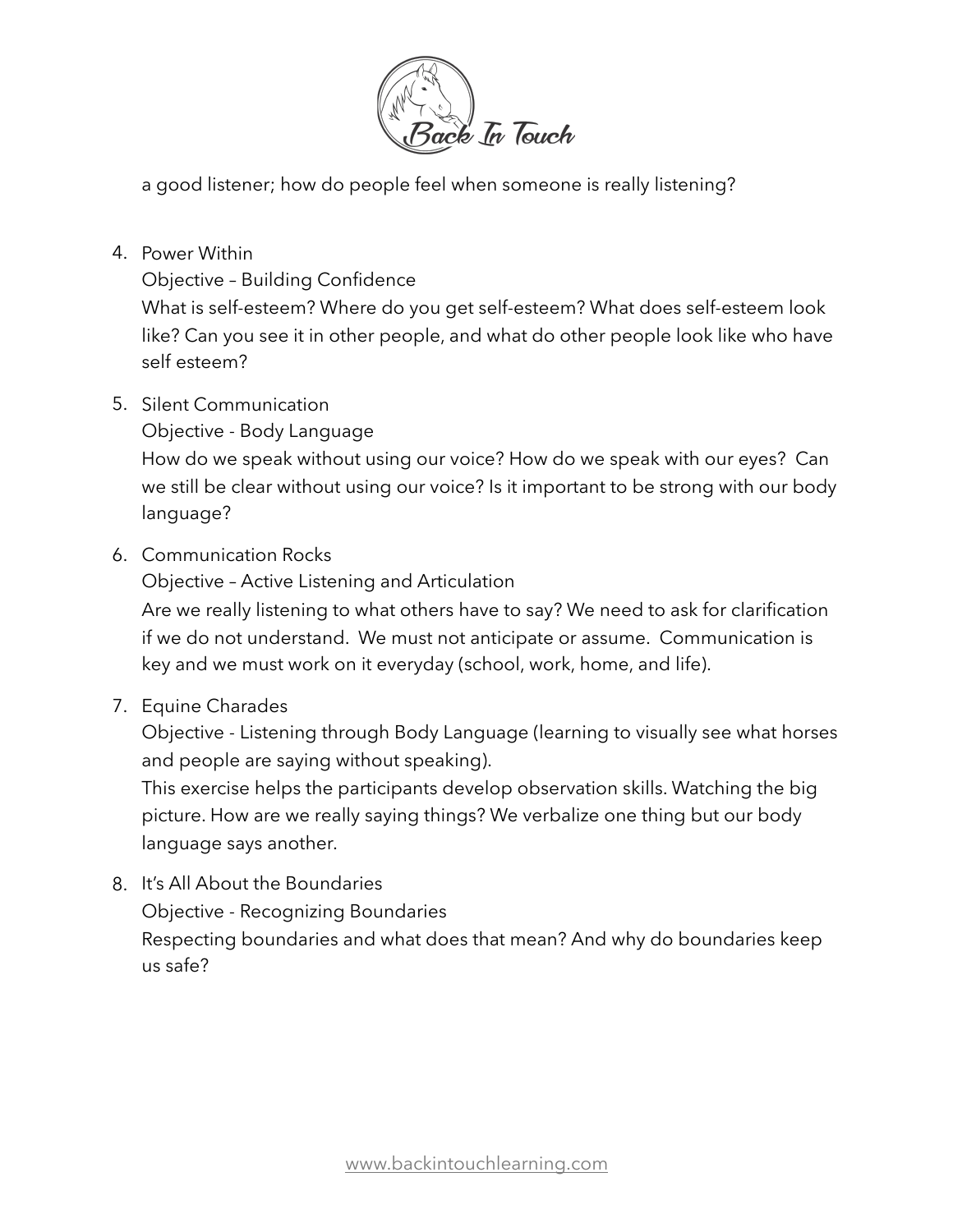a good listener; how do people feel when someone is really listening?

4. Power Within
   Objective – Building Confidence
   What is self-esteem? Where do you get self-esteem? What does self-esteem look like? Can you see it in other people, and what do other people look like who have self esteem?

5. Silent Communication
   Objective - Body Language
   How do we speak without using our voice? How do we speak with our eyes? Can we still be clear without using our voice? Is it important to be strong with our body language?

6. Communication Rocks
   Objective – Active Listening and Articulation
   Are we really listening to what others have to say? We need to ask for clarification if we do not understand. We must not anticipate or assume. Communication is key and we must work on it everyday (school, work, home, and life).

7. Equine Charades
   Objective - Listening through Body Language (learning to visually see what horses and people are saying without speaking).
   This exercise helps the participants develop observation skills. Watching the big picture. How are we really saying things? We verbalize one thing but our body language says another.

8. It's All About the Boundaries
   Objective - Recognizing Boundaries
   Respecting boundaries and what does that mean? And why do boundaries keep us safe?